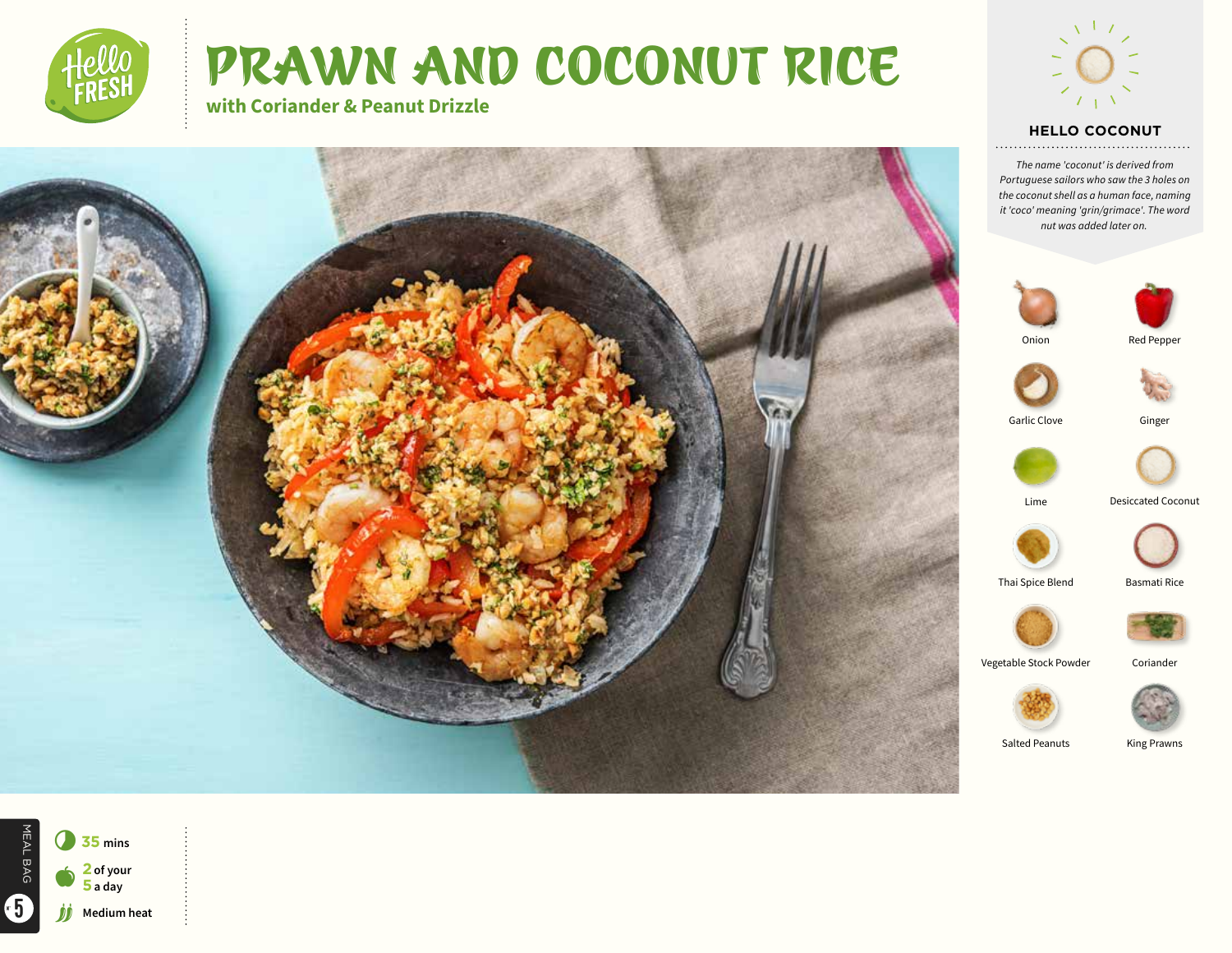# PRAWN AND COCONUT RICE

## with Coriander & Peanut Drizzle

### HELLO COCONUT

*The name 'coconut' is derived from Portuguese sailors who saw the 3 holes on the coconut shell as a human face, naming it 'coco' meaning 'grin/grimace'. The word nut was added later on.*

- Onion
- Red Pepper
- Garlic Clove
- Ginger
- Lime
- Desiccated Coconut
- Thai Spice Blend
- Basmati Rice
- Vegetable Stock Powder
- Coriander
- Salted Peanuts
- King Prawns

**35** mins

**2** of your **5** a day

Medium heat

MEAL BAG 5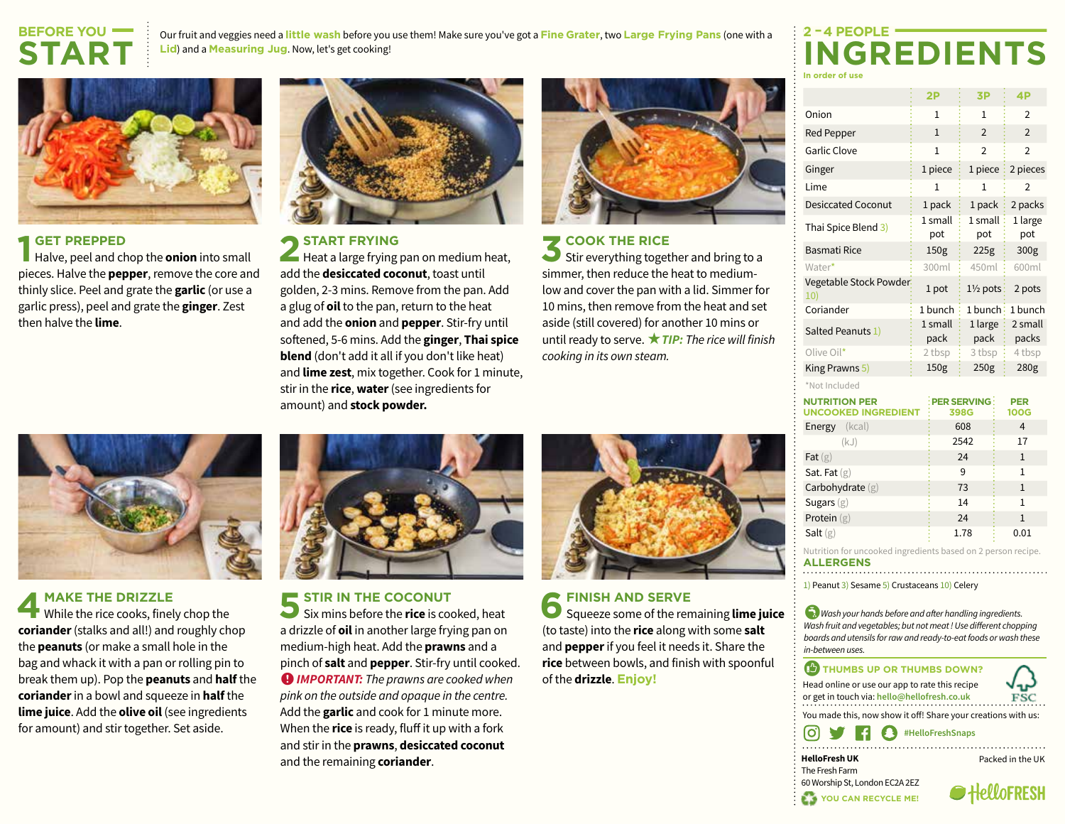# BEFORE YOU START

Our fruit and veggies need a **little wash** before you use them! Make sure you've got a **Fine Grater**, two **Large Frying Pans** (one with a **Lid**) and a **Measuring Jug**. Now, let's get cooking!

## 1 GET PREPPED

Halve, peel and chop the **onion** into small pieces. Halve the **pepper**, remove the core and thinly slice. Peel and grate the **garlic** (or use a garlic press), peel and grate the **ginger**. Zest then halve the **lime**.

## 2 START FRYING

Heat a large frying pan on medium heat, add the **desiccated coconut**, toast until golden, 2-3 mins. Remove from the pan. Add a glug of **oil** to the pan, return to the heat and add the **onion** and **pepper**. Stir-fry until softened, 5-6 mins. Add the **ginger**, **Thai spice blend** (don't add it all if you don't like heat) and **lime zest**, mix together. Cook for 1 minute, stir in the **rice**, **water** (see ingredients for amount) and **stock powder.**

## 3 COOK THE RICE

Stir everything together and bring to a simmer, then reduce the heat to medium-low and cover the pan with a lid. Simmer for 10 mins, then remove from the heat and set aside (still covered) for another 10 mins or until ready to serve. ★ *TIP: The rice will finish cooking in its own steam.*

## 4 MAKE THE DRIZZLE

While the rice cooks, finely chop the **coriander** (stalks and all!) and roughly chop the **peanuts** (or make a small hole in the bag and whack it with a pan or rolling pin to break them up). Pop the **peanuts** and **half** the **coriander** in a bowl and squeeze in **half** the **lime juice**. Add the **olive oil** (see ingredients for amount) and stir together. Set aside.

## 5 STIR IN THE COCONUT

Six mins before the **rice** is cooked, heat a drizzle of **oil** in another large frying pan on medium-high heat. Add the **prawns** and a pinch of **salt** and **pepper**. Stir-fry until cooked. ❗ *IMPORTANT: The prawns are cooked when pink on the outside and opaque in the centre.* Add the **garlic** and cook for 1 minute more. When the **rice** is ready, fluff it up with a fork and stir in the **prawns**, **desiccated coconut** and the remaining **coriander**.

## 6 FINISH AND SERVE

Squeeze some of the remaining **lime juice** (to taste) into the **rice** along with some **salt** and **pepper** if you feel it needs it. Share the **rice** between bowls, and finish with spoonful of the **drizzle**. **Enjoy!**

# 2 - 4 PEOPLE INGREDIENTS

In order of use

| | 2P | 3P | 4P |
|---|---|---|---|
| Onion | 1 | 1 | 2 |
| Red Pepper | 1 | 2 | 2 |
| Garlic Clove | 1 | 2 | 2 |
| Ginger | 1 piece | 1 piece | 2 pieces |
| Lime | 1 | 1 | 2 |
| Desiccated Coconut | 1 pack | 1 pack | 2 packs |
| Thai Spice Blend 3) | 1 small pot | 1 small pot | 1 large pot |
| Basmati Rice | 150g | 225g | 300g |
| Water* | 300ml | 450ml | 600ml |
| Vegetable Stock Powder 10) | 1 pot | 1½ pots | 2 pots |
| Coriander | 1 bunch | 1 bunch | 1 bunch |
| Salted Peanuts 1) | 1 small pack | 1 large pack | 2 small packs |
| Olive Oil* | 2 tbsp | 3 tbsp | 4 tbsp |
| King Prawns 5) | 150g | 250g | 280g |

*Not Included

| NUTRITION PER UNCOOKED INGREDIENT | PER SERVING 398G | PER 100G |
|---|---|---|
| Energy (kcal) | 608 | 4 |
| (kJ) | 2542 | 17 |
| Fat (g) | 24 | 1 |
| Sat. Fat (g) | 9 | 1 |
| Carbohydrate (g) | 73 | 1 |
| Sugars (g) | 14 | 1 |
| Protein (g) | 24 | 1 |
| Salt (g) | 1.78 | 0.01 |

Nutrition for uncooked ingredients based on 2 person recipe.

## ALLERGENS

1) Peanut 3) Sesame 5) Crustaceans 10) Celery

*Wash your hands before and after handling ingredients. Wash fruit and vegetables; but not meat ! Use different chopping boards and utensils for raw and ready-to-eat foods or wash these in-between uses.*

## THUMBS UP OR THUMBS DOWN?

Head online or use our app to rate this recipe or get in touch via: hello@hellofresh.co.uk

You made this, now show it off! Share your creations with us: #HelloFreshSnaps

**HelloFresh UK**
The Fresh Farm
60 Worship St, London EC2A 2EZ

Packed in the UK

YOU CAN RECYCLE ME!